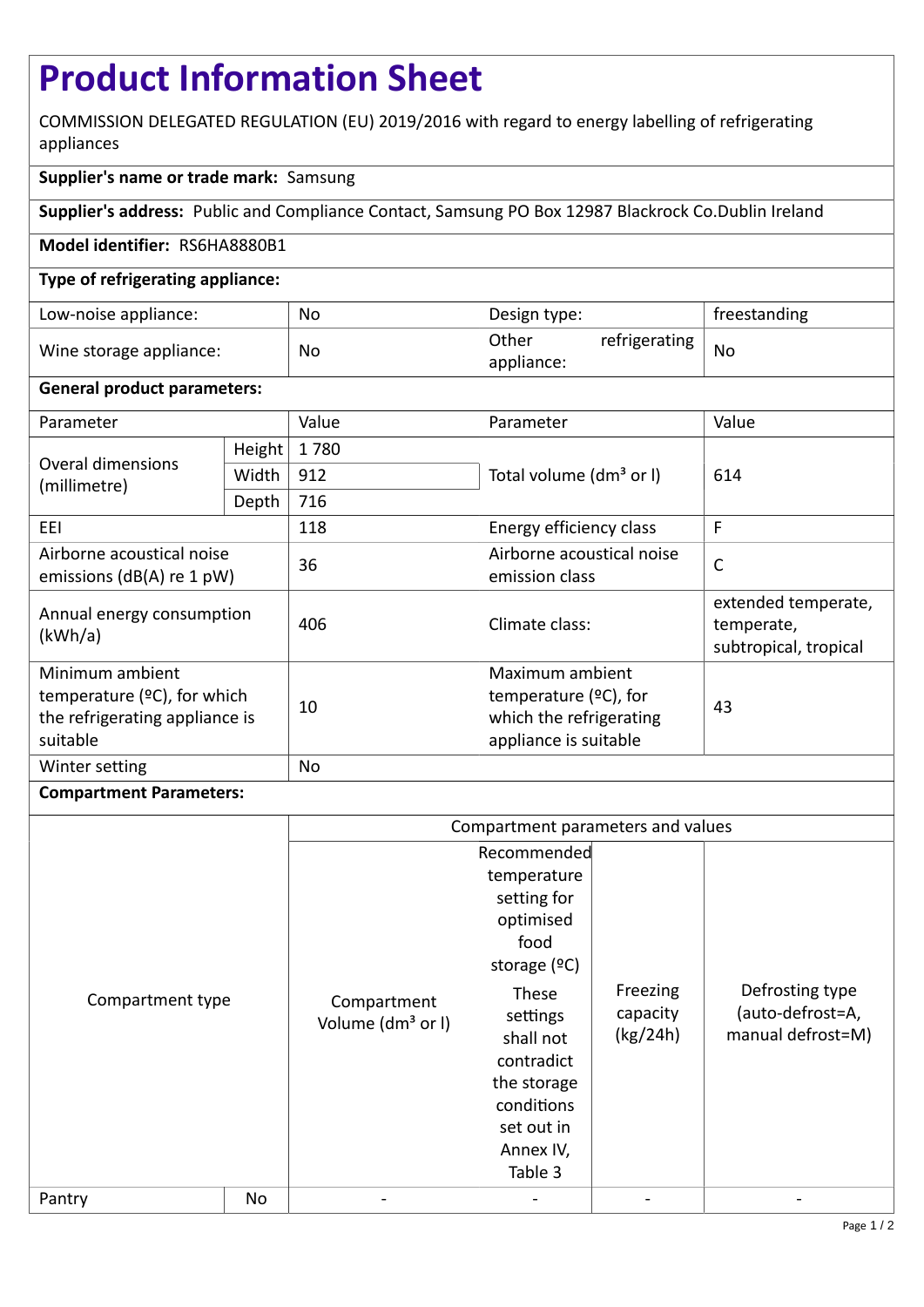# Product Information Sheet

COMMISSION DELEGATED REGULATION (EU) 2019/2016 with regard to energy labelling of refrigerating appliances

**Supplier's name or trade mark:** Samsung

**Supplier's address:** Public and Compliance Contact, Samsung PO Box 12987 Blackrock Co.Dublin Ireland

**Model identifier:** RS6HA8880B1

**Type of refrigerating appliance:**

| | | | |
|---|---|---|---|
| Low-noise appliance: | No | Design type: | freestanding |
| Wine storage appliance: | No | Other refrigerating appliance: | No |

**General product parameters:**

| Parameter | | Value | Parameter | Value |
|---|---|---|---|---|
| Overal dimensions (millimetre) | Height | 1 780 | Total volume (dm³ or l) | 614 |
| | Width | 912 | | |
| | Depth | 716 | | |
| EEI | | 118 | Energy efficiency class | F |
| Airborne acoustical noise emissions (dB(A) re 1 pW) | | 36 | Airborne acoustical noise emission class | C |
| Annual energy consumption (kWh/a) | | 406 | Climate class: | extended temperate, temperate, subtropical, tropical |
| Minimum ambient temperature (ºC), for which the refrigerating appliance is suitable | | 10 | Maximum ambient temperature (ºC), for which the refrigerating appliance is suitable | 43 |
| Winter setting | | No | | |

**Compartment Parameters:**

| Compartment type | | Compartment parameters and values | | | |
|---|---|---|---|---|---|
| | | Compartment Volume (dm³ or l) | Recommended temperature setting for optimised food storage (ºC) These settings shall not contradict the storage conditions set out in Annex IV, Table 3 | Freezing capacity (kg/24h) | Defrosting type (auto-defrost=A, manual defrost=M) |
| Pantry | No | - | - | - | - |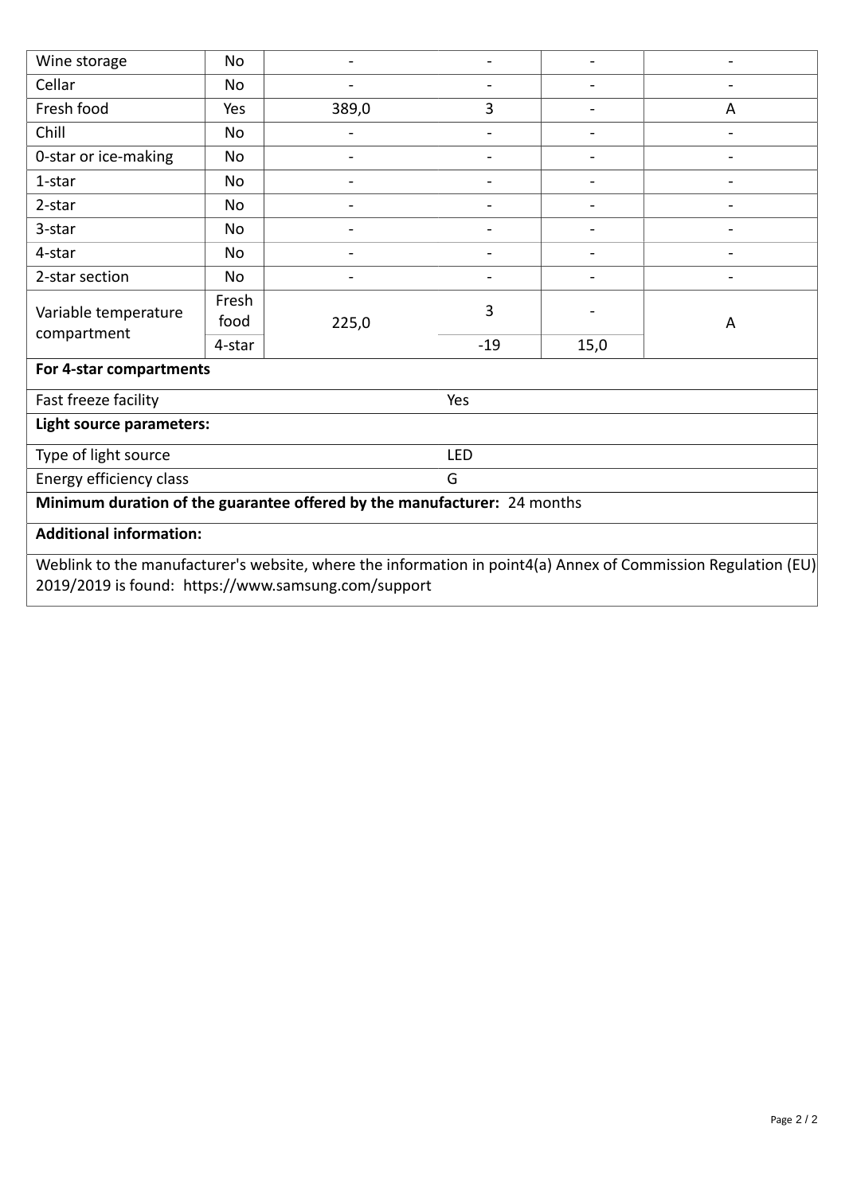| | | | | | |
|---|---|---|---|---|---|
| Wine storage | No | - | - | - | - |
| Cellar | No | - | - | - | - |
| Fresh food | Yes | 389,0 | 3 | - | A |
| Chill | No | - | - | - | - |
| 0-star or ice-making | No | - | - | - | - |
| 1-star | No | - | - | - | - |
| 2-star | No | - | - | - | - |
| 3-star | No | - | - | - | - |
| 4-star | No | - | - | - | - |
| 2-star section | No | - | - | - | - |
| Variable temperature compartment | Fresh food | 225,0 | 3 | - | A |
| | 4-star | | -19 | 15,0 | |

**For 4-star compartments**

| | |
|---|---|
| Fast freeze facility | Yes |

**Light source parameters:**

| | |
|---|---|
| Type of light source | LED |
| Energy efficiency class | G |

**Minimum duration of the guarantee offered by the manufacturer:** 24 months

**Additional information:**

Weblink to the manufacturer's website, where the information in point4(a) Annex of Commission Regulation (EU) 2019/2019 is found: https://www.samsung.com/support